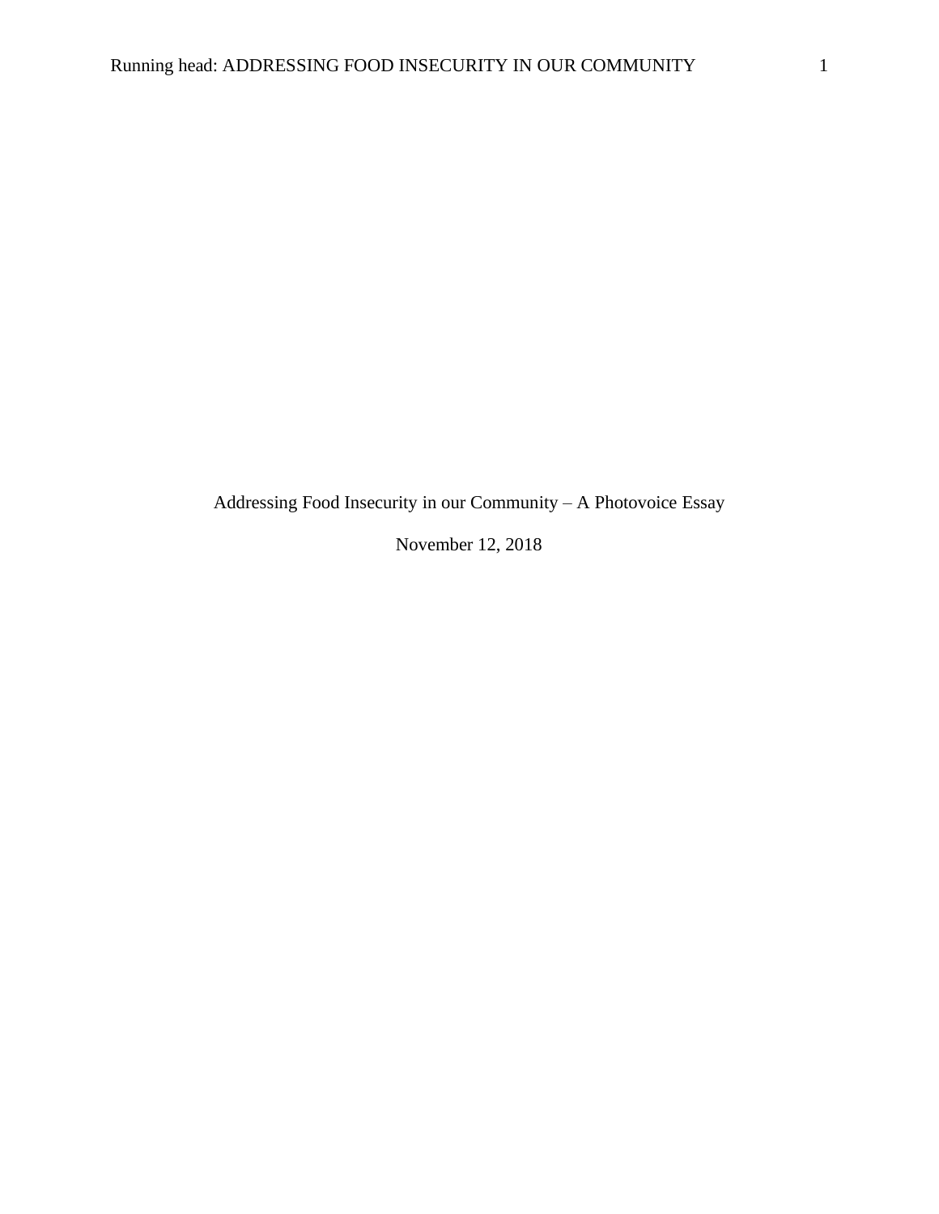Addressing Food Insecurity in our Community – A Photovoice Essay

November 12, 2018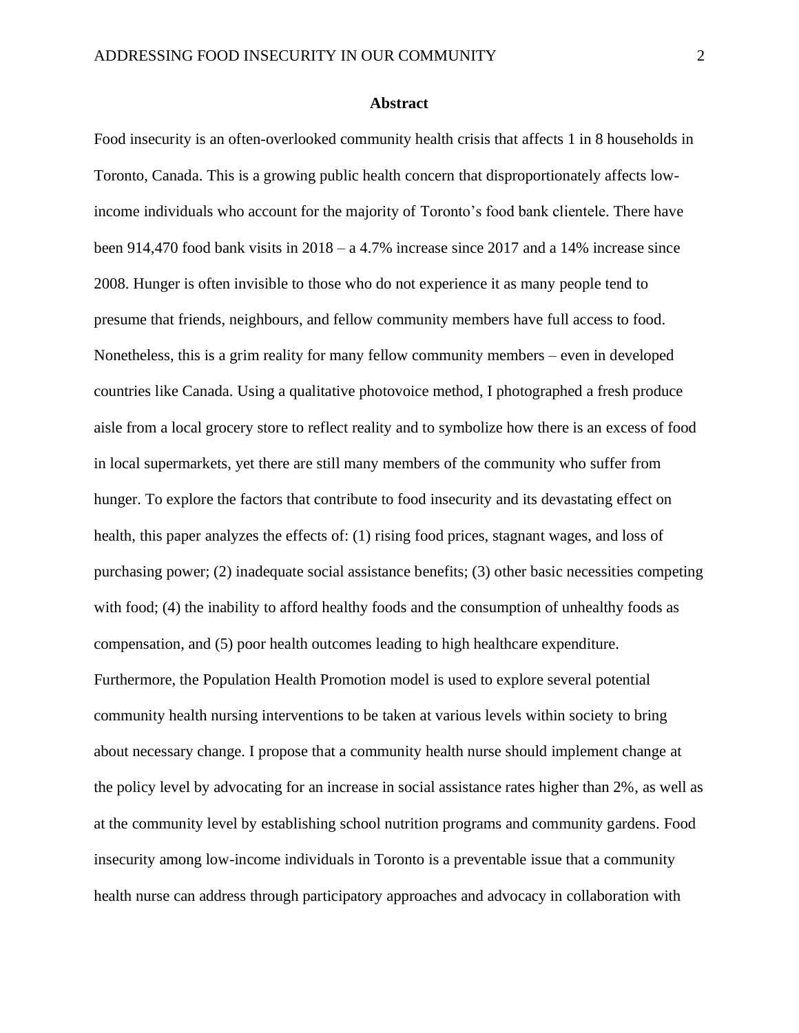## Abstract

Food insecurity is an often-overlooked community health crisis that affects 1 in 8 households in Toronto, Canada. This is a growing public health concern that disproportionately affects low-income individuals who account for the majority of Toronto's food bank clientele. There have been 914,470 food bank visits in 2018 – a 4.7% increase since 2017 and a 14% increase since 2008. Hunger is often invisible to those who do not experience it as many people tend to presume that friends, neighbours, and fellow community members have full access to food. Nonetheless, this is a grim reality for many fellow community members – even in developed countries like Canada. Using a qualitative photovoice method, I photographed a fresh produce aisle from a local grocery store to reflect reality and to symbolize how there is an excess of food in local supermarkets, yet there are still many members of the community who suffer from hunger. To explore the factors that contribute to food insecurity and its devastating effect on health, this paper analyzes the effects of: (1) rising food prices, stagnant wages, and loss of purchasing power; (2) inadequate social assistance benefits; (3) other basic necessities competing with food; (4) the inability to afford healthy foods and the consumption of unhealthy foods as compensation, and (5) poor health outcomes leading to high healthcare expenditure. Furthermore, the Population Health Promotion model is used to explore several potential community health nursing interventions to be taken at various levels within society to bring about necessary change. I propose that a community health nurse should implement change at the policy level by advocating for an increase in social assistance rates higher than 2%, as well as at the community level by establishing school nutrition programs and community gardens. Food insecurity among low-income individuals in Toronto is a preventable issue that a community health nurse can address through participatory approaches and advocacy in collaboration with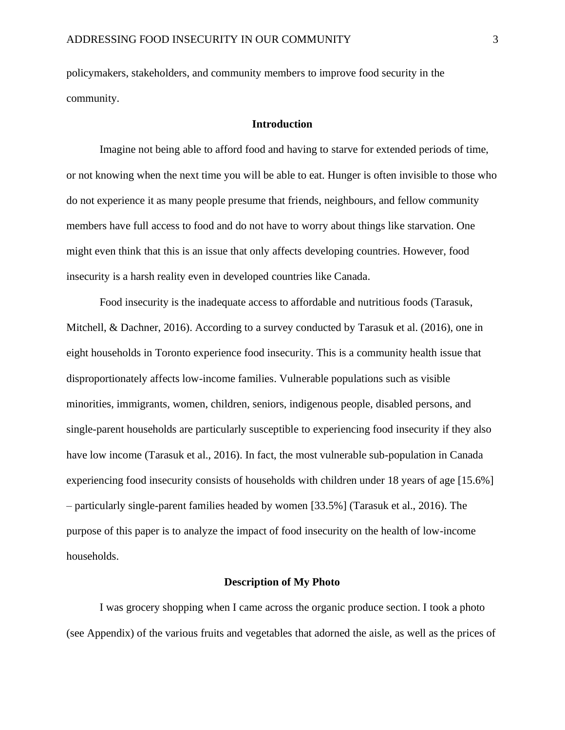policymakers, stakeholders, and community members to improve food security in the community.

## Introduction

Imagine not being able to afford food and having to starve for extended periods of time, or not knowing when the next time you will be able to eat. Hunger is often invisible to those who do not experience it as many people presume that friends, neighbours, and fellow community members have full access to food and do not have to worry about things like starvation. One might even think that this is an issue that only affects developing countries. However, food insecurity is a harsh reality even in developed countries like Canada.

Food insecurity is the inadequate access to affordable and nutritious foods (Tarasuk, Mitchell, & Dachner, 2016). According to a survey conducted by Tarasuk et al. (2016), one in eight households in Toronto experience food insecurity. This is a community health issue that disproportionately affects low-income families. Vulnerable populations such as visible minorities, immigrants, women, children, seniors, indigenous people, disabled persons, and single-parent households are particularly susceptible to experiencing food insecurity if they also have low income (Tarasuk et al., 2016). In fact, the most vulnerable sub-population in Canada experiencing food insecurity consists of households with children under 18 years of age [15.6%] – particularly single-parent families headed by women [33.5%] (Tarasuk et al., 2016). The purpose of this paper is to analyze the impact of food insecurity on the health of low-income households.

## Description of My Photo

I was grocery shopping when I came across the organic produce section. I took a photo (see Appendix) of the various fruits and vegetables that adorned the aisle, as well as the prices of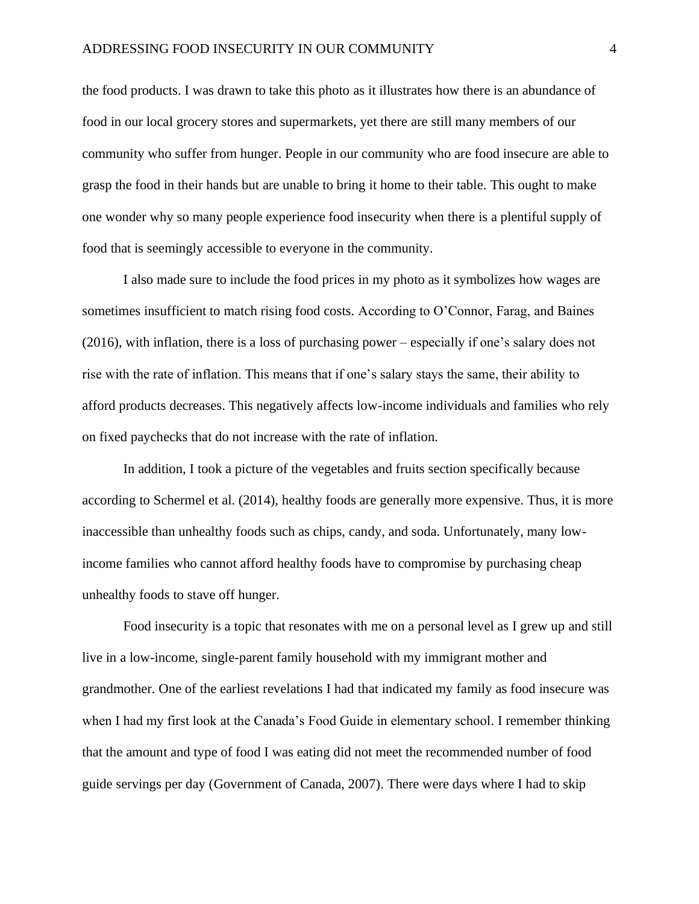the food products. I was drawn to take this photo as it illustrates how there is an abundance of food in our local grocery stores and supermarkets, yet there are still many members of our community who suffer from hunger. People in our community who are food insecure are able to grasp the food in their hands but are unable to bring it home to their table. This ought to make one wonder why so many people experience food insecurity when there is a plentiful supply of food that is seemingly accessible to everyone in the community.

I also made sure to include the food prices in my photo as it symbolizes how wages are sometimes insufficient to match rising food costs. According to O'Connor, Farag, and Baines (2016), with inflation, there is a loss of purchasing power – especially if one's salary does not rise with the rate of inflation. This means that if one's salary stays the same, their ability to afford products decreases. This negatively affects low-income individuals and families who rely on fixed paychecks that do not increase with the rate of inflation.

In addition, I took a picture of the vegetables and fruits section specifically because according to Schermel et al. (2014), healthy foods are generally more expensive. Thus, it is more inaccessible than unhealthy foods such as chips, candy, and soda. Unfortunately, many low-income families who cannot afford healthy foods have to compromise by purchasing cheap unhealthy foods to stave off hunger.

Food insecurity is a topic that resonates with me on a personal level as I grew up and still live in a low-income, single-parent family household with my immigrant mother and grandmother. One of the earliest revelations I had that indicated my family as food insecure was when I had my first look at the Canada's Food Guide in elementary school. I remember thinking that the amount and type of food I was eating did not meet the recommended number of food guide servings per day (Government of Canada, 2007). There were days where I had to skip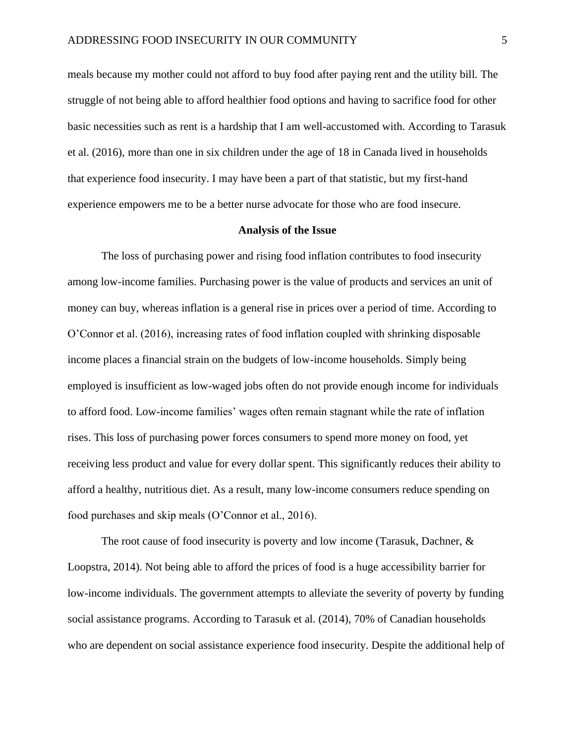meals because my mother could not afford to buy food after paying rent and the utility bill. The struggle of not being able to afford healthier food options and having to sacrifice food for other basic necessities such as rent is a hardship that I am well-accustomed with. According to Tarasuk et al. (2016), more than one in six children under the age of 18 in Canada lived in households that experience food insecurity. I may have been a part of that statistic, but my first-hand experience empowers me to be a better nurse advocate for those who are food insecure.

## Analysis of the Issue

The loss of purchasing power and rising food inflation contributes to food insecurity among low-income families. Purchasing power is the value of products and services an unit of money can buy, whereas inflation is a general rise in prices over a period of time. According to O'Connor et al. (2016), increasing rates of food inflation coupled with shrinking disposable income places a financial strain on the budgets of low-income households. Simply being employed is insufficient as low-waged jobs often do not provide enough income for individuals to afford food. Low-income families' wages often remain stagnant while the rate of inflation rises. This loss of purchasing power forces consumers to spend more money on food, yet receiving less product and value for every dollar spent. This significantly reduces their ability to afford a healthy, nutritious diet. As a result, many low-income consumers reduce spending on food purchases and skip meals (O'Connor et al., 2016).

The root cause of food insecurity is poverty and low income (Tarasuk, Dachner, & Loopstra, 2014). Not being able to afford the prices of food is a huge accessibility barrier for low-income individuals. The government attempts to alleviate the severity of poverty by funding social assistance programs. According to Tarasuk et al. (2014), 70% of Canadian households who are dependent on social assistance experience food insecurity. Despite the additional help of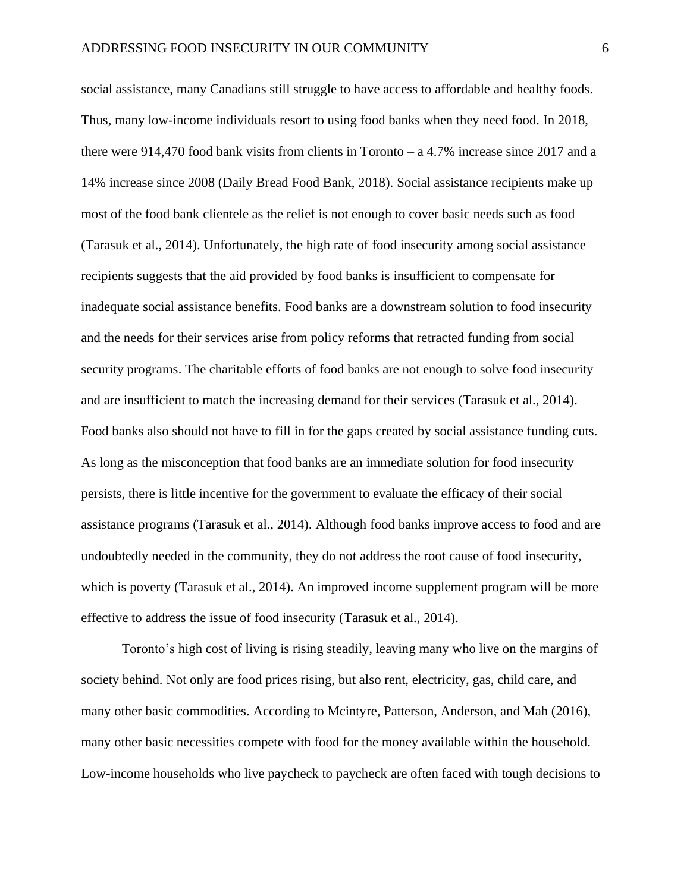social assistance, many Canadians still struggle to have access to affordable and healthy foods. Thus, many low-income individuals resort to using food banks when they need food. In 2018, there were 914,470 food bank visits from clients in Toronto – a 4.7% increase since 2017 and a 14% increase since 2008 (Daily Bread Food Bank, 2018). Social assistance recipients make up most of the food bank clientele as the relief is not enough to cover basic needs such as food (Tarasuk et al., 2014). Unfortunately, the high rate of food insecurity among social assistance recipients suggests that the aid provided by food banks is insufficient to compensate for inadequate social assistance benefits. Food banks are a downstream solution to food insecurity and the needs for their services arise from policy reforms that retracted funding from social security programs. The charitable efforts of food banks are not enough to solve food insecurity and are insufficient to match the increasing demand for their services (Tarasuk et al., 2014). Food banks also should not have to fill in for the gaps created by social assistance funding cuts. As long as the misconception that food banks are an immediate solution for food insecurity persists, there is little incentive for the government to evaluate the efficacy of their social assistance programs (Tarasuk et al., 2014). Although food banks improve access to food and are undoubtedly needed in the community, they do not address the root cause of food insecurity, which is poverty (Tarasuk et al., 2014). An improved income supplement program will be more effective to address the issue of food insecurity (Tarasuk et al., 2014).

Toronto's high cost of living is rising steadily, leaving many who live on the margins of society behind. Not only are food prices rising, but also rent, electricity, gas, child care, and many other basic commodities. According to Mcintyre, Patterson, Anderson, and Mah (2016), many other basic necessities compete with food for the money available within the household. Low-income households who live paycheck to paycheck are often faced with tough decisions to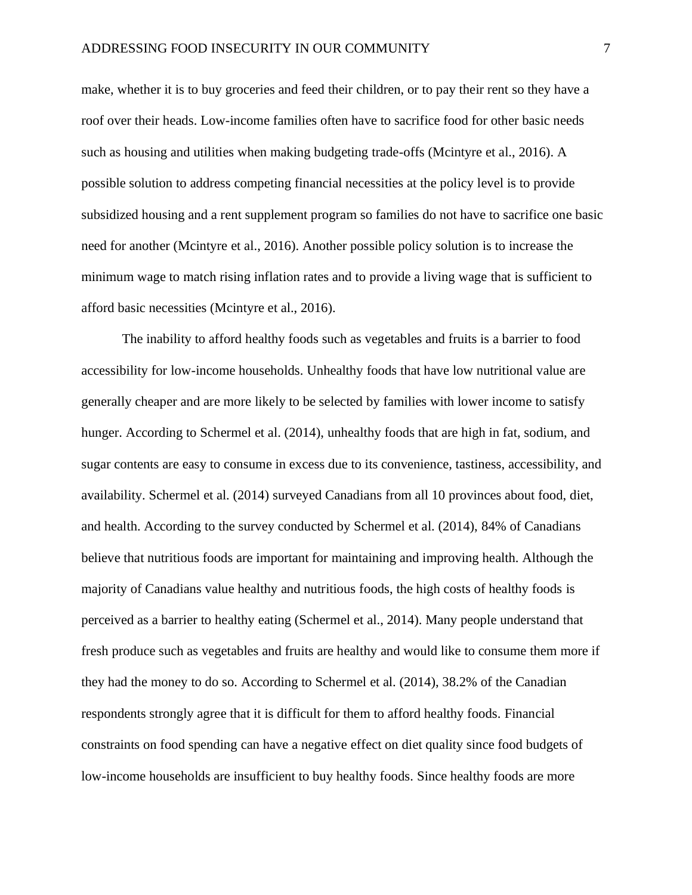make, whether it is to buy groceries and feed their children, or to pay their rent so they have a roof over their heads. Low-income families often have to sacrifice food for other basic needs such as housing and utilities when making budgeting trade-offs (Mcintyre et al., 2016). A possible solution to address competing financial necessities at the policy level is to provide subsidized housing and a rent supplement program so families do not have to sacrifice one basic need for another (Mcintyre et al., 2016). Another possible policy solution is to increase the minimum wage to match rising inflation rates and to provide a living wage that is sufficient to afford basic necessities (Mcintyre et al., 2016).

The inability to afford healthy foods such as vegetables and fruits is a barrier to food accessibility for low-income households. Unhealthy foods that have low nutritional value are generally cheaper and are more likely to be selected by families with lower income to satisfy hunger. According to Schermel et al. (2014), unhealthy foods that are high in fat, sodium, and sugar contents are easy to consume in excess due to its convenience, tastiness, accessibility, and availability. Schermel et al. (2014) surveyed Canadians from all 10 provinces about food, diet, and health. According to the survey conducted by Schermel et al. (2014), 84% of Canadians believe that nutritious foods are important for maintaining and improving health. Although the majority of Canadians value healthy and nutritious foods, the high costs of healthy foods is perceived as a barrier to healthy eating (Schermel et al., 2014). Many people understand that fresh produce such as vegetables and fruits are healthy and would like to consume them more if they had the money to do so. According to Schermel et al. (2014), 38.2% of the Canadian respondents strongly agree that it is difficult for them to afford healthy foods. Financial constraints on food spending can have a negative effect on diet quality since food budgets of low-income households are insufficient to buy healthy foods. Since healthy foods are more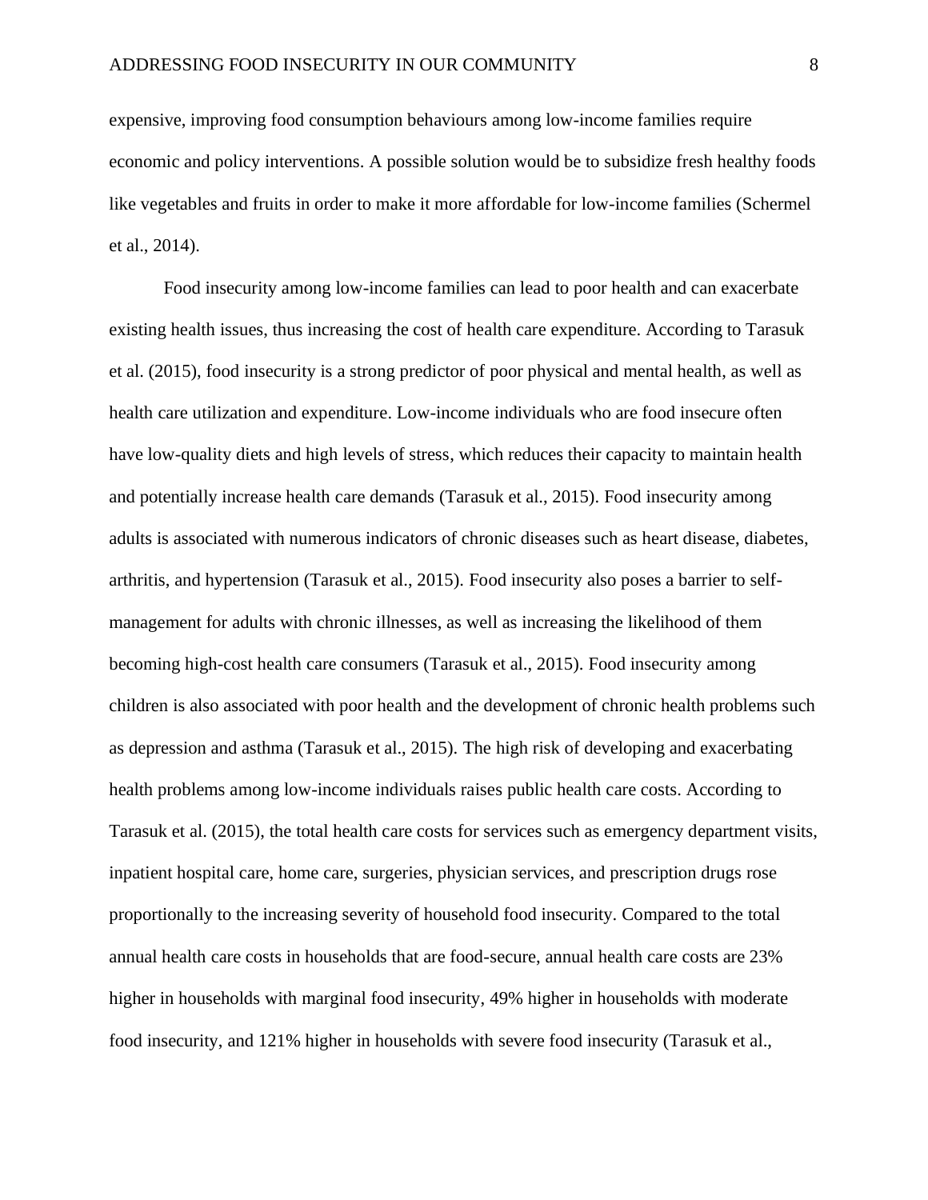expensive, improving food consumption behaviours among low-income families require economic and policy interventions. A possible solution would be to subsidize fresh healthy foods like vegetables and fruits in order to make it more affordable for low-income families (Schermel et al., 2014).

Food insecurity among low-income families can lead to poor health and can exacerbate existing health issues, thus increasing the cost of health care expenditure. According to Tarasuk et al. (2015), food insecurity is a strong predictor of poor physical and mental health, as well as health care utilization and expenditure. Low-income individuals who are food insecure often have low-quality diets and high levels of stress, which reduces their capacity to maintain health and potentially increase health care demands (Tarasuk et al., 2015). Food insecurity among adults is associated with numerous indicators of chronic diseases such as heart disease, diabetes, arthritis, and hypertension (Tarasuk et al., 2015). Food insecurity also poses a barrier to self-management for adults with chronic illnesses, as well as increasing the likelihood of them becoming high-cost health care consumers (Tarasuk et al., 2015). Food insecurity among children is also associated with poor health and the development of chronic health problems such as depression and asthma (Tarasuk et al., 2015). The high risk of developing and exacerbating health problems among low-income individuals raises public health care costs. According to Tarasuk et al. (2015), the total health care costs for services such as emergency department visits, inpatient hospital care, home care, surgeries, physician services, and prescription drugs rose proportionally to the increasing severity of household food insecurity. Compared to the total annual health care costs in households that are food-secure, annual health care costs are 23% higher in households with marginal food insecurity, 49% higher in households with moderate food insecurity, and 121% higher in households with severe food insecurity (Tarasuk et al.,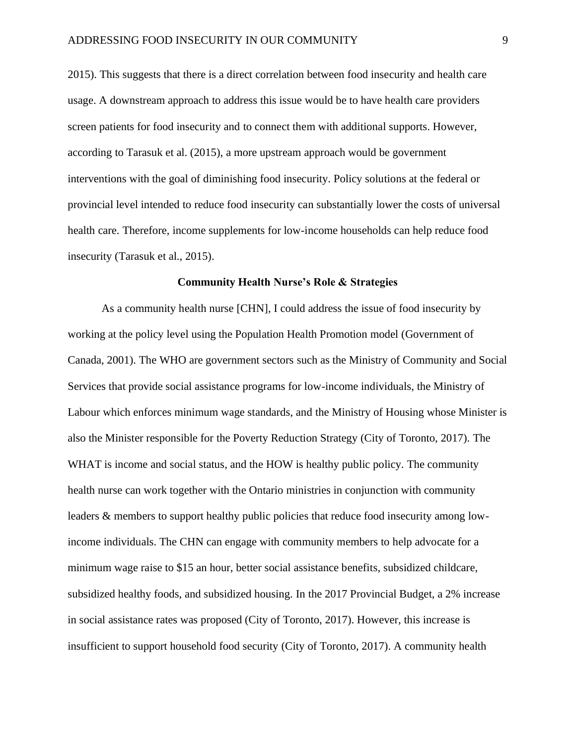2015). This suggests that there is a direct correlation between food insecurity and health care usage. A downstream approach to address this issue would be to have health care providers screen patients for food insecurity and to connect them with additional supports. However, according to Tarasuk et al. (2015), a more upstream approach would be government interventions with the goal of diminishing food insecurity. Policy solutions at the federal or provincial level intended to reduce food insecurity can substantially lower the costs of universal health care. Therefore, income supplements for low-income households can help reduce food insecurity (Tarasuk et al., 2015).

## Community Health Nurse's Role & Strategies

As a community health nurse [CHN], I could address the issue of food insecurity by working at the policy level using the Population Health Promotion model (Government of Canada, 2001). The WHO are government sectors such as the Ministry of Community and Social Services that provide social assistance programs for low-income individuals, the Ministry of Labour which enforces minimum wage standards, and the Ministry of Housing whose Minister is also the Minister responsible for the Poverty Reduction Strategy (City of Toronto, 2017). The WHAT is income and social status, and the HOW is healthy public policy. The community health nurse can work together with the Ontario ministries in conjunction with community leaders & members to support healthy public policies that reduce food insecurity among low-income individuals. The CHN can engage with community members to help advocate for a minimum wage raise to $15 an hour, better social assistance benefits, subsidized childcare, subsidized healthy foods, and subsidized housing. In the 2017 Provincial Budget, a 2% increase in social assistance rates was proposed (City of Toronto, 2017). However, this increase is insufficient to support household food security (City of Toronto, 2017). A community health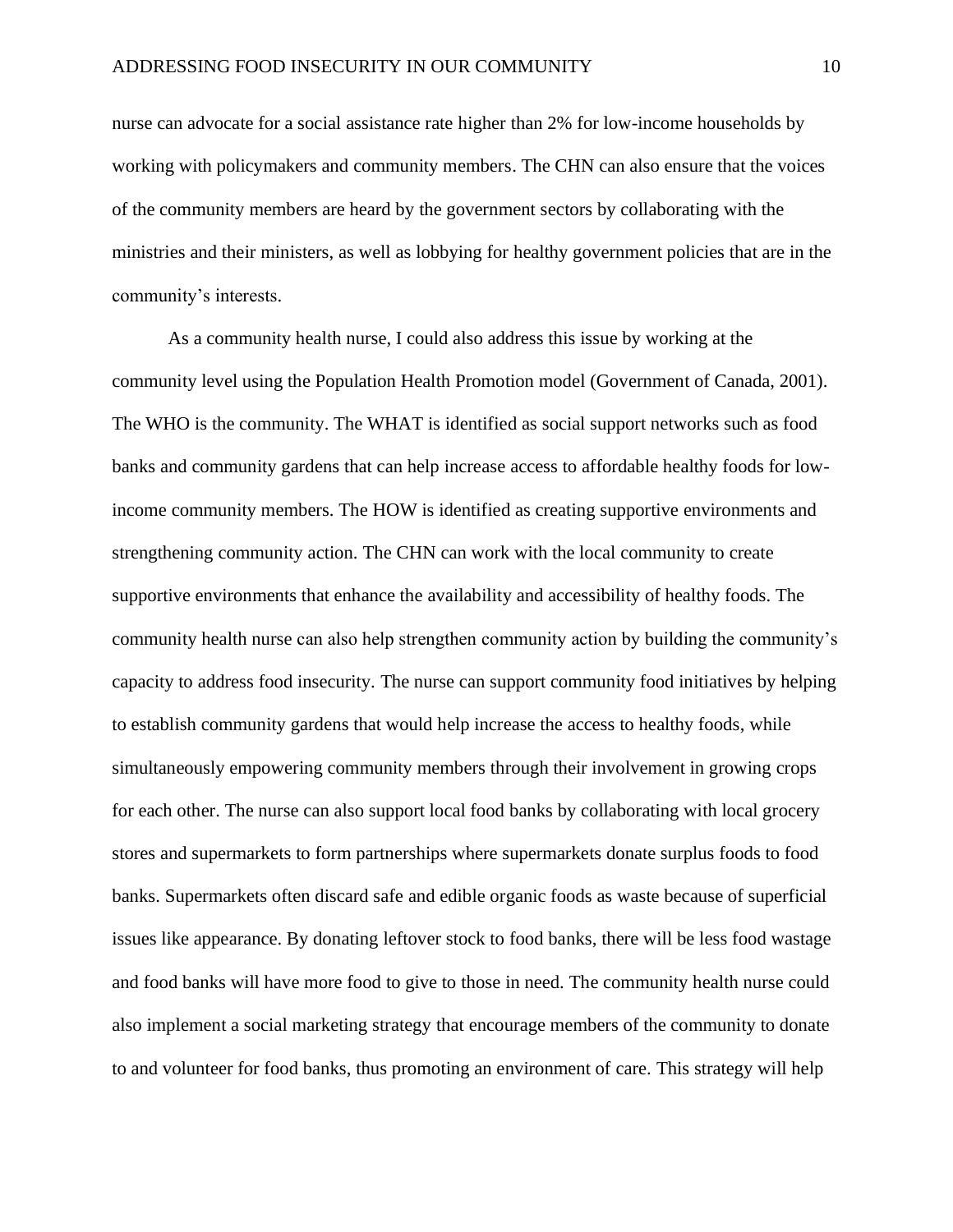nurse can advocate for a social assistance rate higher than 2% for low-income households by working with policymakers and community members. The CHN can also ensure that the voices of the community members are heard by the government sectors by collaborating with the ministries and their ministers, as well as lobbying for healthy government policies that are in the community's interests.

As a community health nurse, I could also address this issue by working at the community level using the Population Health Promotion model (Government of Canada, 2001). The WHO is the community. The WHAT is identified as social support networks such as food banks and community gardens that can help increase access to affordable healthy foods for low-income community members. The HOW is identified as creating supportive environments and strengthening community action. The CHN can work with the local community to create supportive environments that enhance the availability and accessibility of healthy foods. The community health nurse can also help strengthen community action by building the community's capacity to address food insecurity. The nurse can support community food initiatives by helping to establish community gardens that would help increase the access to healthy foods, while simultaneously empowering community members through their involvement in growing crops for each other. The nurse can also support local food banks by collaborating with local grocery stores and supermarkets to form partnerships where supermarkets donate surplus foods to food banks. Supermarkets often discard safe and edible organic foods as waste because of superficial issues like appearance. By donating leftover stock to food banks, there will be less food wastage and food banks will have more food to give to those in need. The community health nurse could also implement a social marketing strategy that encourage members of the community to donate to and volunteer for food banks, thus promoting an environment of care. This strategy will help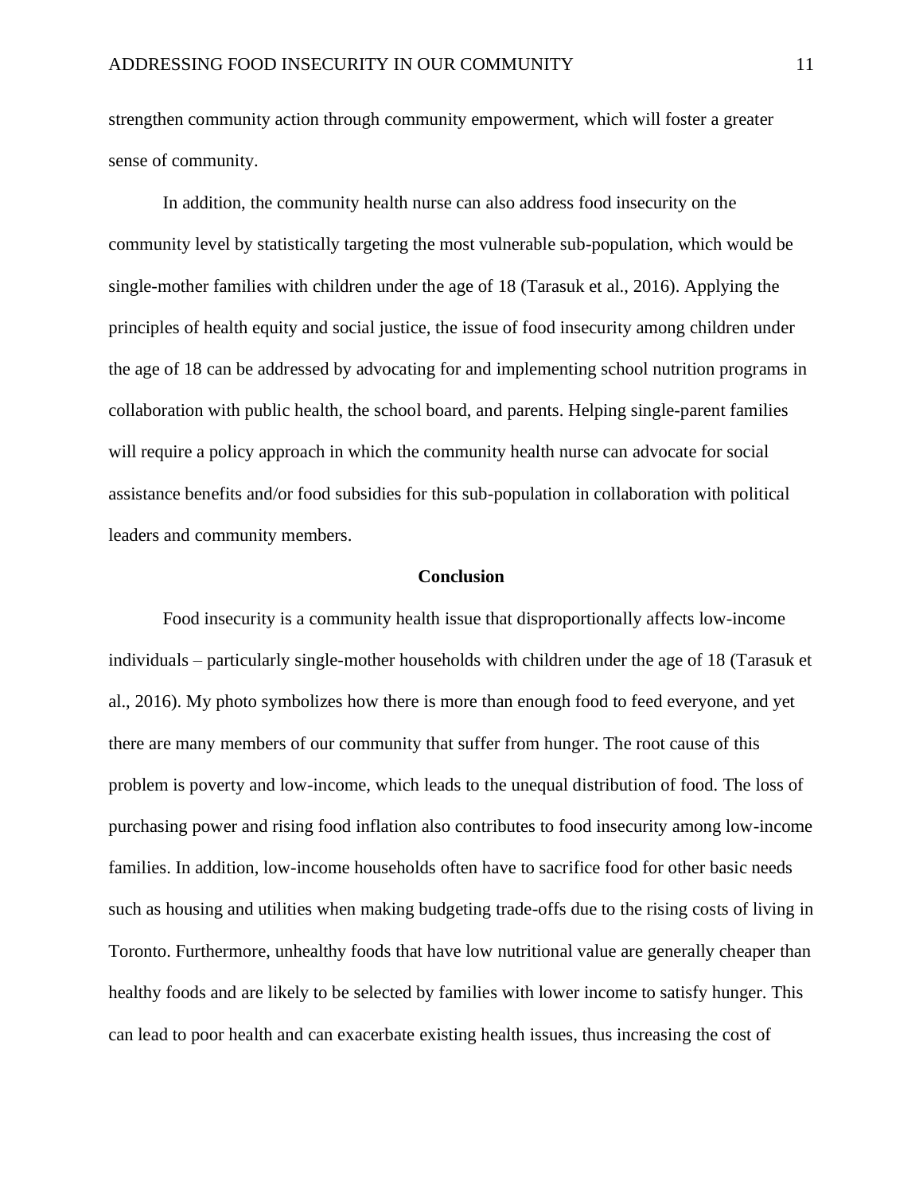strengthen community action through community empowerment, which will foster a greater sense of community.

In addition, the community health nurse can also address food insecurity on the community level by statistically targeting the most vulnerable sub-population, which would be single-mother families with children under the age of 18 (Tarasuk et al., 2016). Applying the principles of health equity and social justice, the issue of food insecurity among children under the age of 18 can be addressed by advocating for and implementing school nutrition programs in collaboration with public health, the school board, and parents. Helping single-parent families will require a policy approach in which the community health nurse can advocate for social assistance benefits and/or food subsidies for this sub-population in collaboration with political leaders and community members.

## Conclusion

Food insecurity is a community health issue that disproportionally affects low-income individuals – particularly single-mother households with children under the age of 18 (Tarasuk et al., 2016). My photo symbolizes how there is more than enough food to feed everyone, and yet there are many members of our community that suffer from hunger. The root cause of this problem is poverty and low-income, which leads to the unequal distribution of food. The loss of purchasing power and rising food inflation also contributes to food insecurity among low-income families. In addition, low-income households often have to sacrifice food for other basic needs such as housing and utilities when making budgeting trade-offs due to the rising costs of living in Toronto. Furthermore, unhealthy foods that have low nutritional value are generally cheaper than healthy foods and are likely to be selected by families with lower income to satisfy hunger. This can lead to poor health and can exacerbate existing health issues, thus increasing the cost of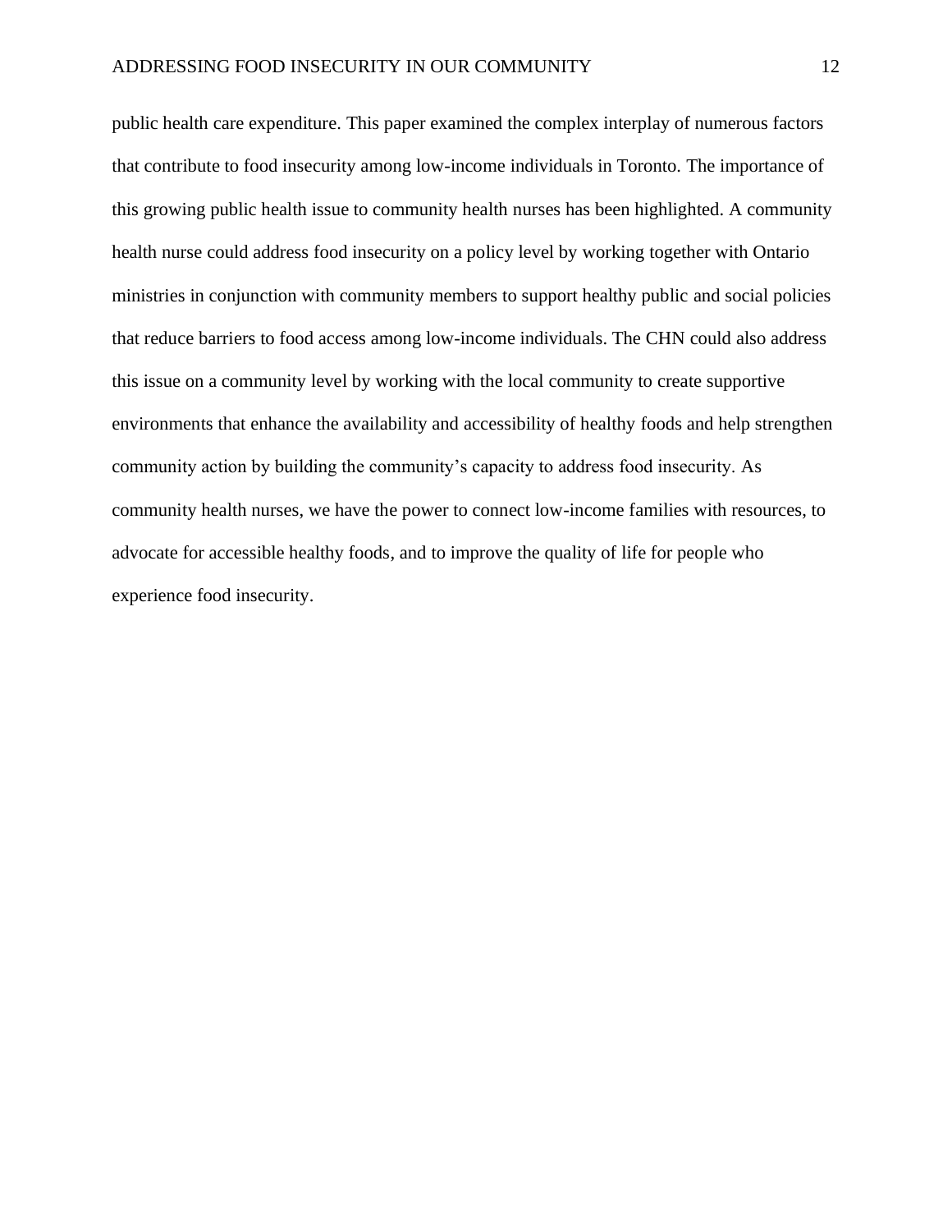public health care expenditure. This paper examined the complex interplay of numerous factors that contribute to food insecurity among low-income individuals in Toronto. The importance of this growing public health issue to community health nurses has been highlighted. A community health nurse could address food insecurity on a policy level by working together with Ontario ministries in conjunction with community members to support healthy public and social policies that reduce barriers to food access among low-income individuals. The CHN could also address this issue on a community level by working with the local community to create supportive environments that enhance the availability and accessibility of healthy foods and help strengthen community action by building the community's capacity to address food insecurity. As community health nurses, we have the power to connect low-income families with resources, to advocate for accessible healthy foods, and to improve the quality of life for people who experience food insecurity.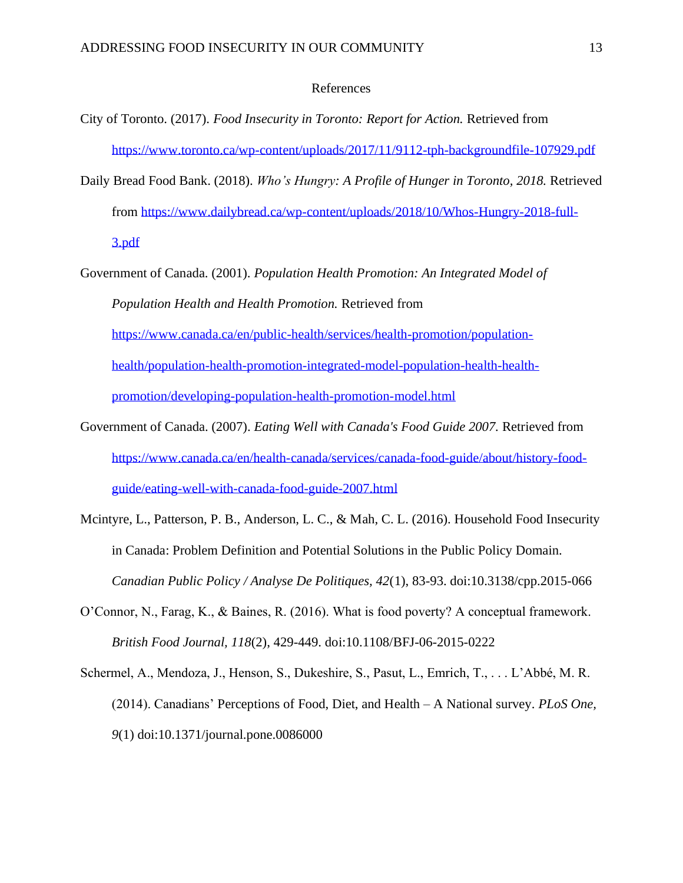# References

City of Toronto. (2017). *Food Insecurity in Toronto: Report for Action.* Retrieved from https://www.toronto.ca/wp-content/uploads/2017/11/9112-tph-backgroundfile-107929.pdf

Daily Bread Food Bank. (2018). *Who's Hungry: A Profile of Hunger in Toronto, 2018.* Retrieved from https://www.dailybread.ca/wp-content/uploads/2018/10/Whos-Hungry-2018-full-3.pdf

Government of Canada. (2001). *Population Health Promotion: An Integrated Model of Population Health and Health Promotion.* Retrieved from https://www.canada.ca/en/public-health/services/health-promotion/population-health/population-health-promotion-integrated-model-population-health-health-promotion/developing-population-health-promotion-model.html

Government of Canada. (2007). *Eating Well with Canada's Food Guide 2007.* Retrieved from https://www.canada.ca/en/health-canada/services/canada-food-guide/about/history-food-guide/eating-well-with-canada-food-guide-2007.html

Mcintyre, L., Patterson, P. B., Anderson, L. C., & Mah, C. L. (2016). Household Food Insecurity in Canada: Problem Definition and Potential Solutions in the Public Policy Domain. *Canadian Public Policy / Analyse De Politiques, 42*(1), 83-93. doi:10.3138/cpp.2015-066

O'Connor, N., Farag, K., & Baines, R. (2016). What is food poverty? A conceptual framework. *British Food Journal, 118*(2), 429-449. doi:10.1108/BFJ-06-2015-0222

Schermel, A., Mendoza, J., Henson, S., Dukeshire, S., Pasut, L., Emrich, T., . . . L'Abbé, M. R. (2014). Canadians' Perceptions of Food, Diet, and Health – A National survey. *PLoS One, 9*(1) doi:10.1371/journal.pone.0086000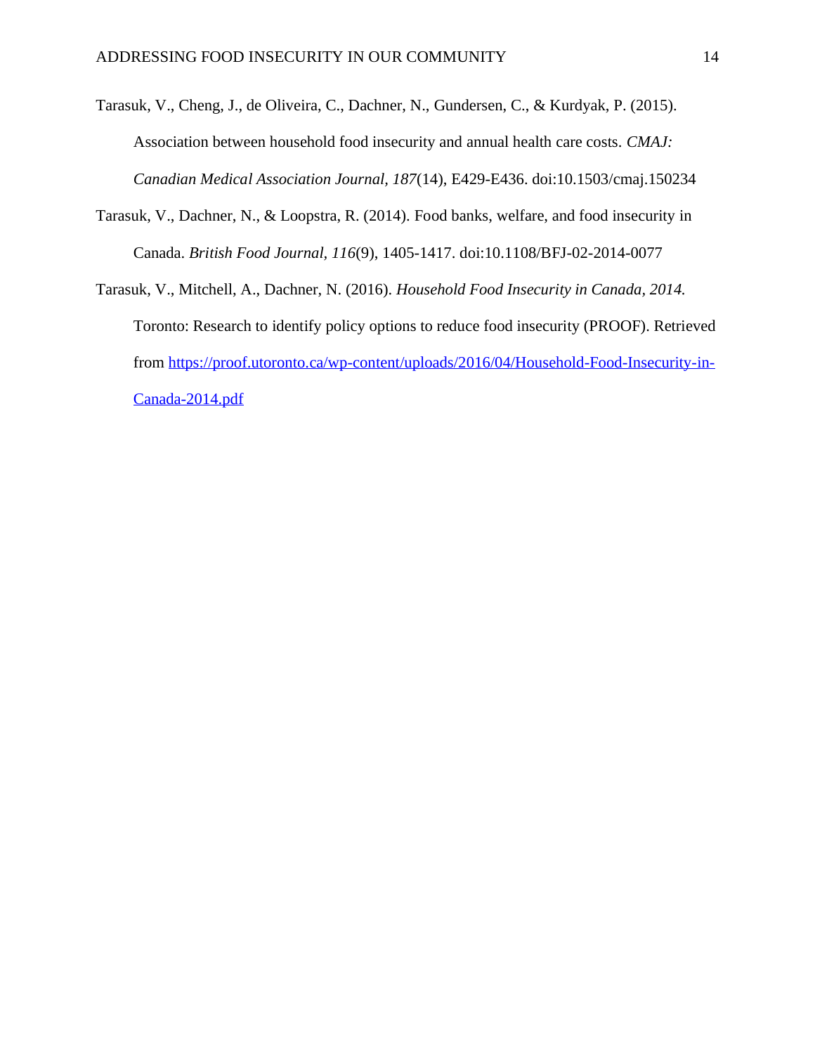Tarasuk, V., Cheng, J., de Oliveira, C., Dachner, N., Gundersen, C., & Kurdyak, P. (2015). Association between household food insecurity and annual health care costs. *CMAJ: Canadian Medical Association Journal, 187*(14), E429-E436. doi:10.1503/cmaj.150234

Tarasuk, V., Dachner, N., & Loopstra, R. (2014). Food banks, welfare, and food insecurity in Canada. *British Food Journal, 116*(9), 1405-1417. doi:10.1108/BFJ-02-2014-0077

Tarasuk, V., Mitchell, A., Dachner, N. (2016). *Household Food Insecurity in Canada, 2014.* Toronto: Research to identify policy options to reduce food insecurity (PROOF). Retrieved from https://proof.utoronto.ca/wp-content/uploads/2016/04/Household-Food-Insecurity-in-Canada-2014.pdf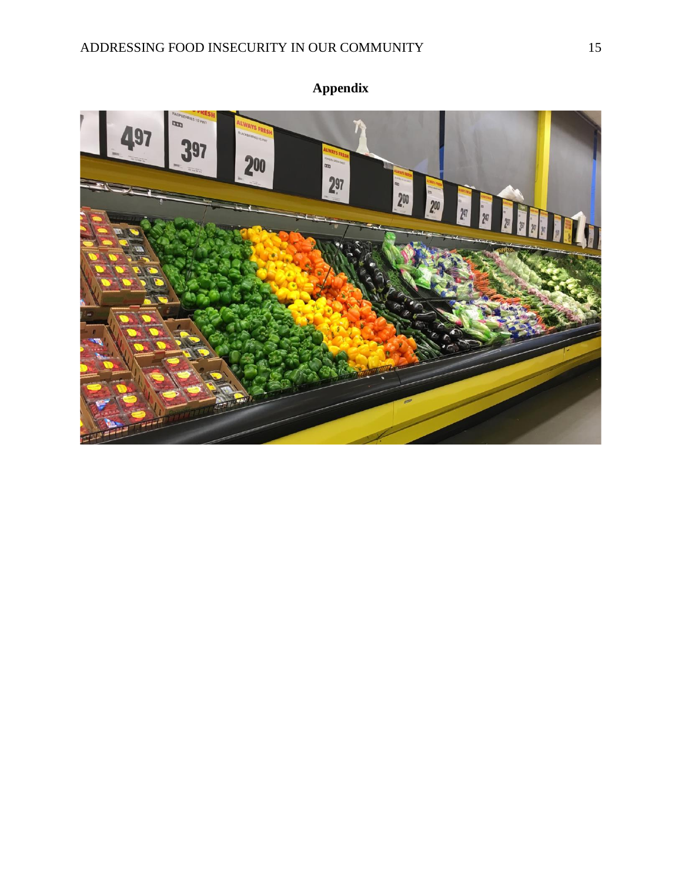# Appendix